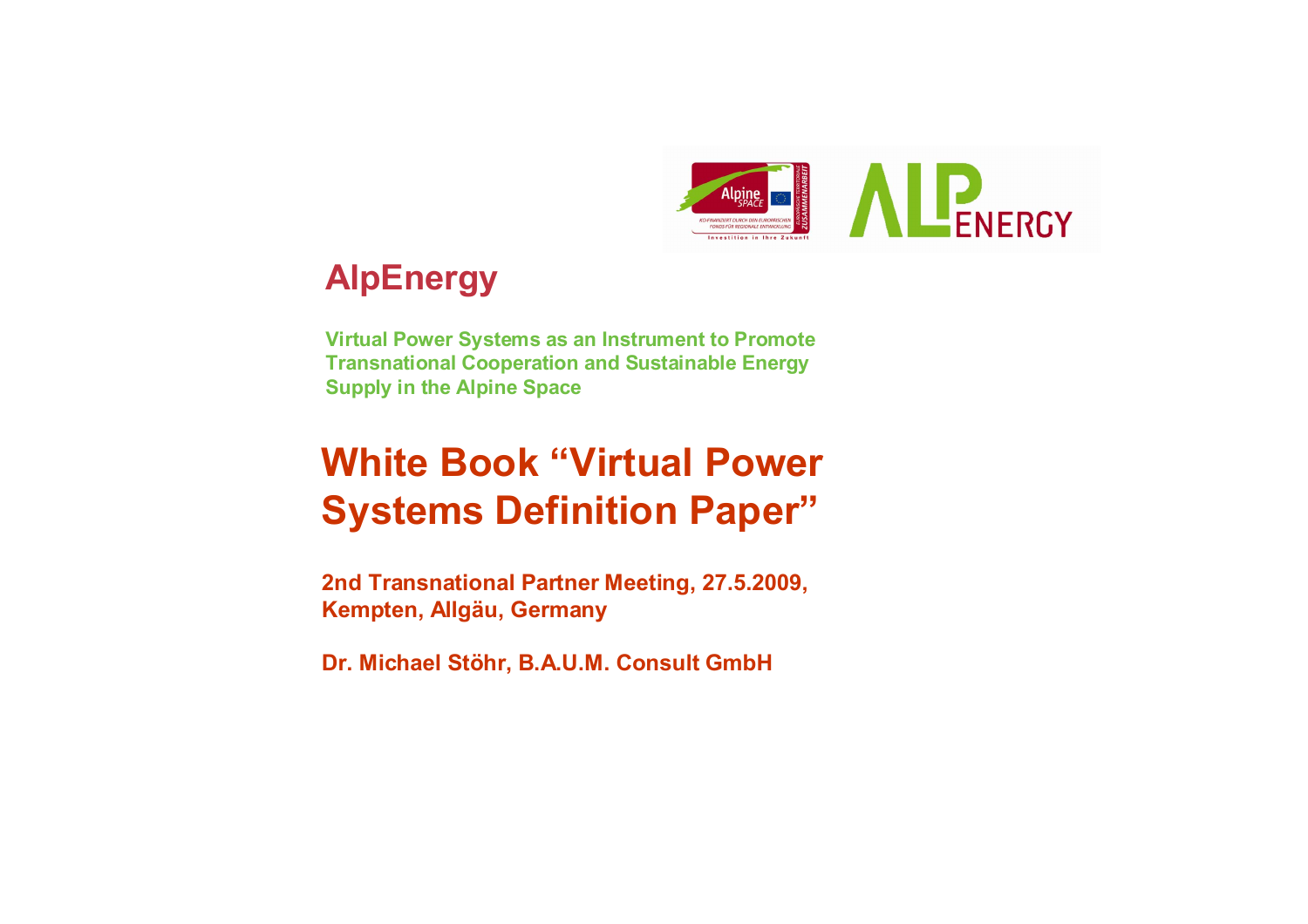# AlpEnergy

**Virtual Power Systems as an Instrument to Promote Transnational Cooperation and Sustainable Energy Supply in the Alpine Space**

# White Book "Virtual Power Systems Definition Paper"

**2nd Transnational Partner Meeting, 27.5.2009, Kempten, Allgäu, Germany**

**Dr. Michael Stöhr, B.A.U.M. Consult GmbH**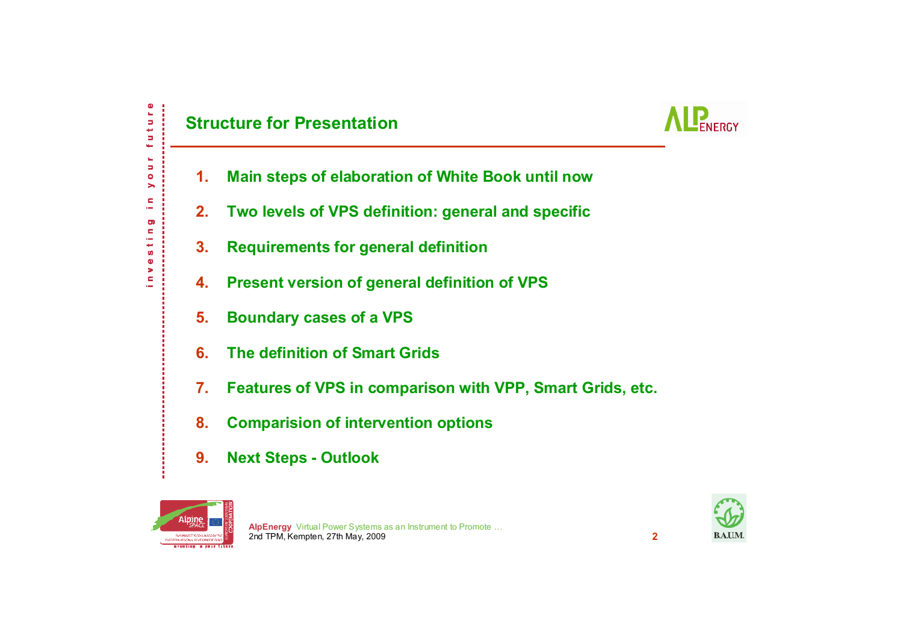## Structure for Presentation

1. **Main steps of elaboration of White Book until now**
2. **Two levels of VPS definition: general and specific**
3. **Requirements for general definition**
4. **Present version of general definition of VPS**
5. **Boundary cases of a VPS**
6. **The definition of Smart Grids**
7. **Features of VPS in comparison with VPP, Smart Grids, etc.**
8. **Comparision of intervention options**
9. **Next Steps - Outlook**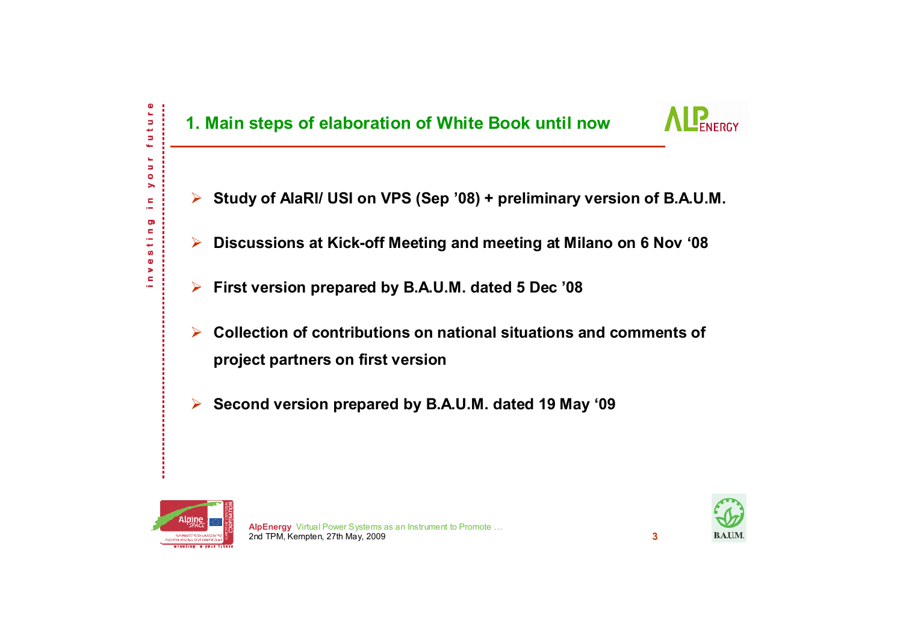## 1. Main steps of elaboration of White Book until now

- **Study of AlaRI/ USI on VPS (Sep '08) + preliminary version of B.A.U.M.**
- **Discussions at Kick-off Meeting and meeting at Milano on 6 Nov '08**
- **First version prepared by B.A.U.M. dated 5 Dec '08**
- **Collection of contributions on national situations and comments of project partners on first version**
- **Second version prepared by B.A.U.M. dated 19 May '09**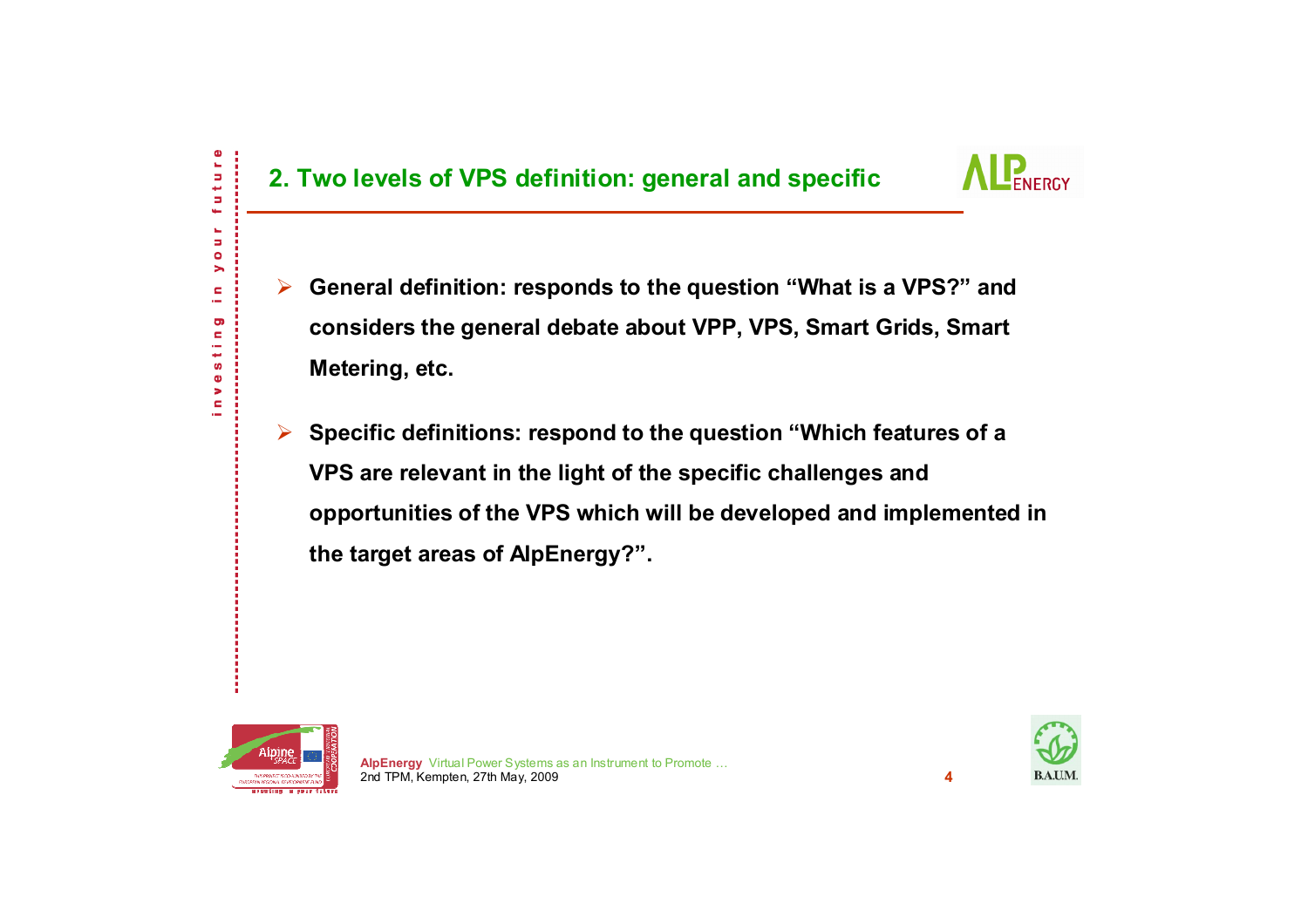## 2. Two levels of VPS definition: general and specific

- **General definition: responds to the question “What is a VPS?” and considers the general debate about VPP, VPS, Smart Grids, Smart Metering, etc.**
- **Specific definitions: respond to the question “Which features of a VPS are relevant in the light of the specific challenges and opportunities of the VPS which will be developed and implemented in the target areas of AlpEnergy?”.**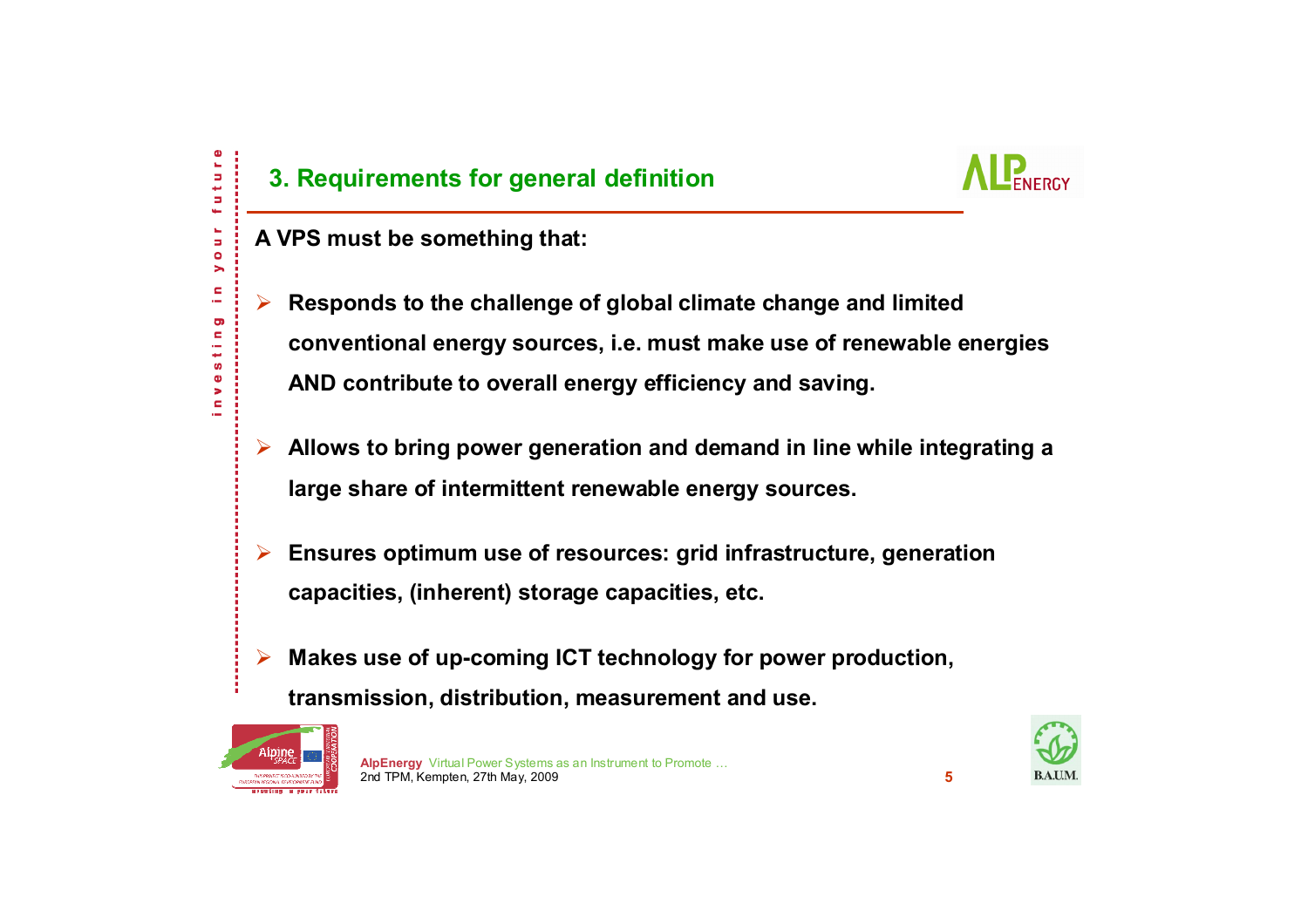## 3. Requirements for general definition

**A VPS must be something that:**

- **Responds to the challenge of global climate change and limited conventional energy sources, i.e. must make use of renewable energies AND contribute to overall energy efficiency and saving.**
- **Allows to bring power generation and demand in line while integrating a large share of intermittent renewable energy sources.**
- **Ensures optimum use of resources: grid infrastructure, generation capacities, (inherent) storage capacities, etc.**
- **Makes use of up-coming ICT technology for power production, transmission, distribution, measurement and use.**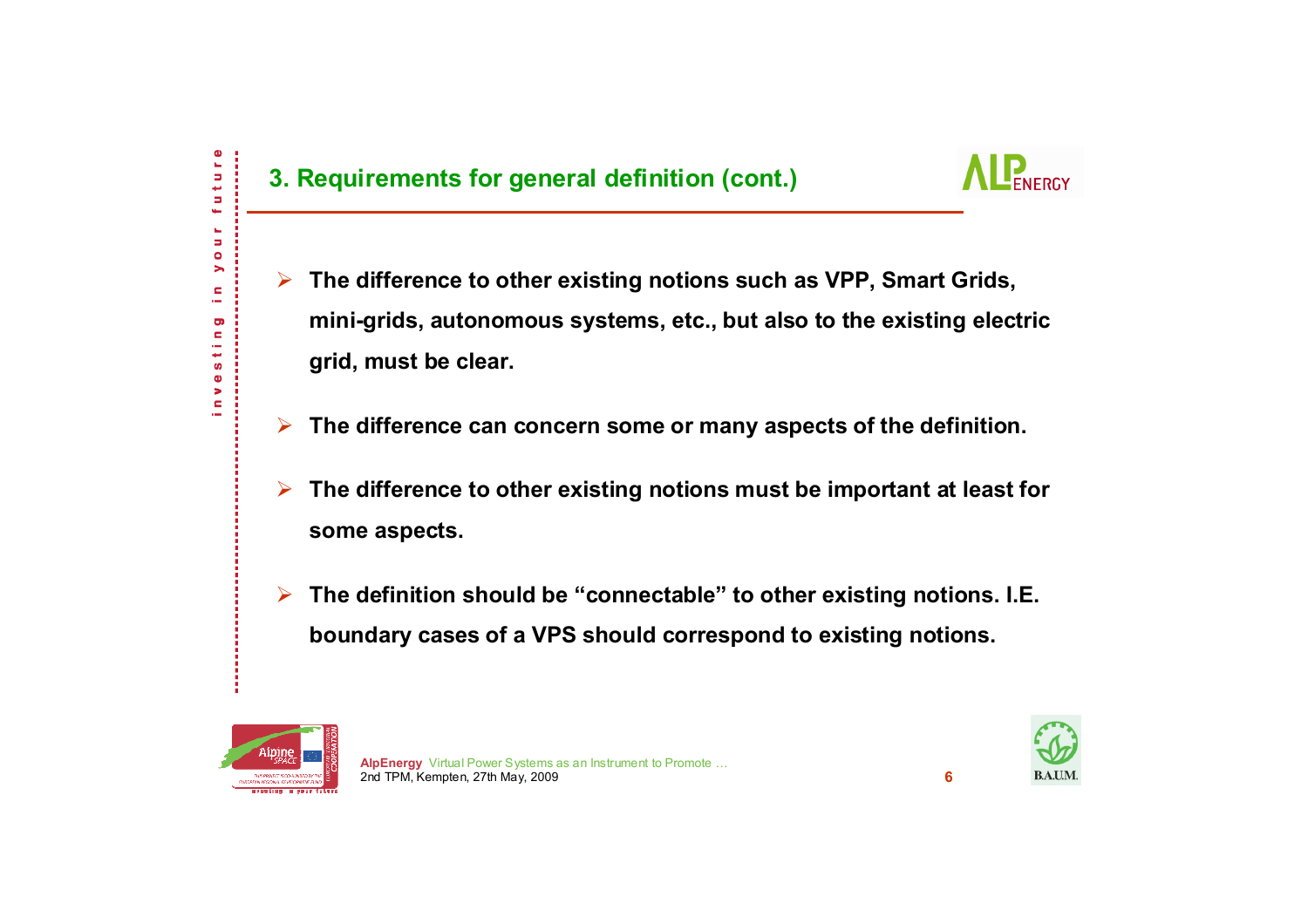## 3. Requirements for general definition (cont.)

- **The difference to other existing notions such as VPP, Smart Grids, mini-grids, autonomous systems, etc., but also to the existing electric grid, must be clear.**
- **The difference can concern some or many aspects of the definition.**
- **The difference to other existing notions must be important at least for some aspects.**
- **The definition should be "connectable" to other existing notions. I.E. boundary cases of a VPS should correspond to existing notions.**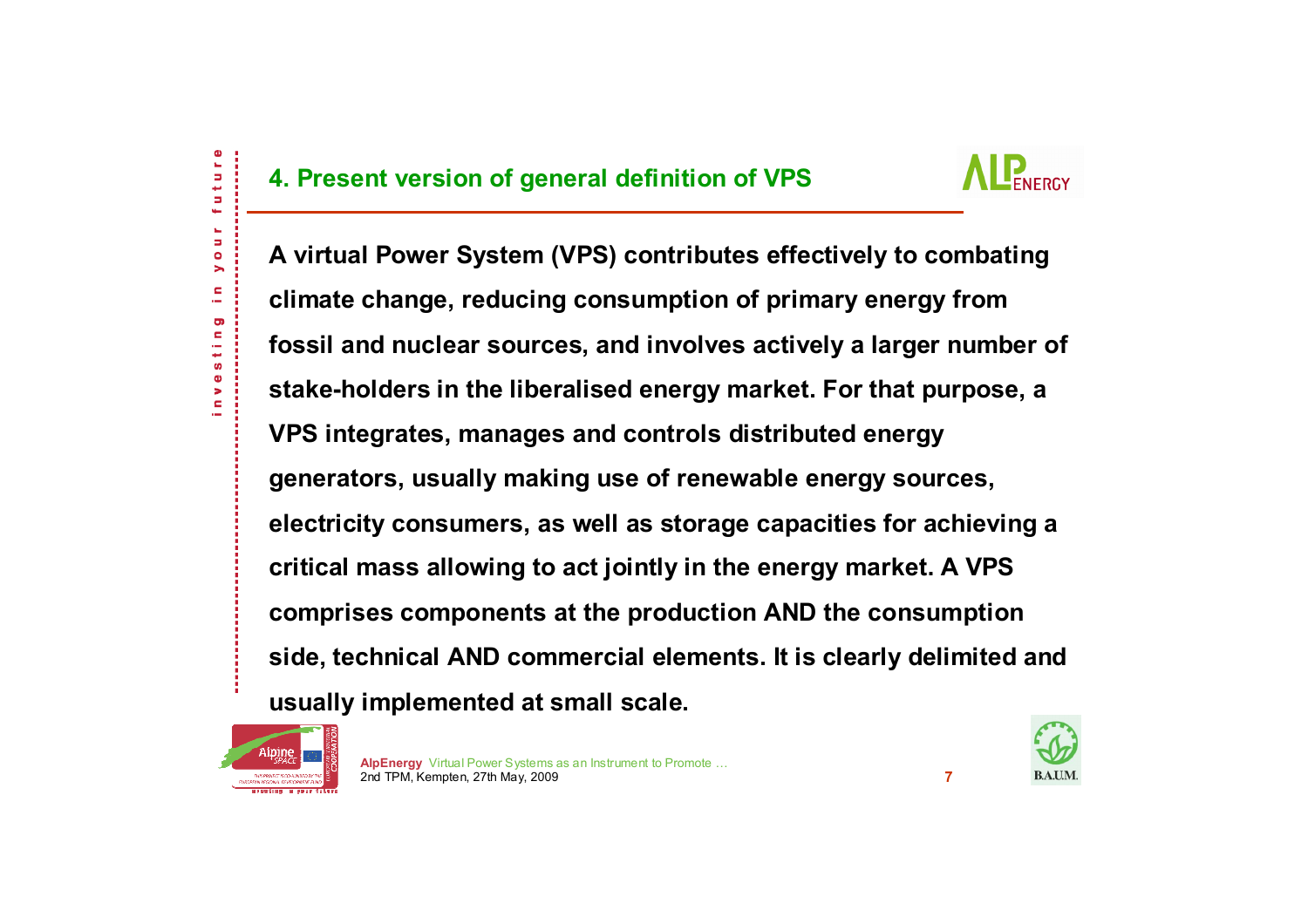## 4. Present version of general definition of VPS

**A virtual Power System (VPS) contributes effectively to combating climate change, reducing consumption of primary energy from fossil and nuclear sources, and involves actively a larger number of stake-holders in the liberalised energy market. For that purpose, a VPS integrates, manages and controls distributed energy generators, usually making use of renewable energy sources, electricity consumers, as well as storage capacities for achieving a critical mass allowing to act jointly in the energy market. A VPS comprises components at the production AND the consumption side, technical AND commercial elements. It is clearly delimited and usually implemented at small scale.**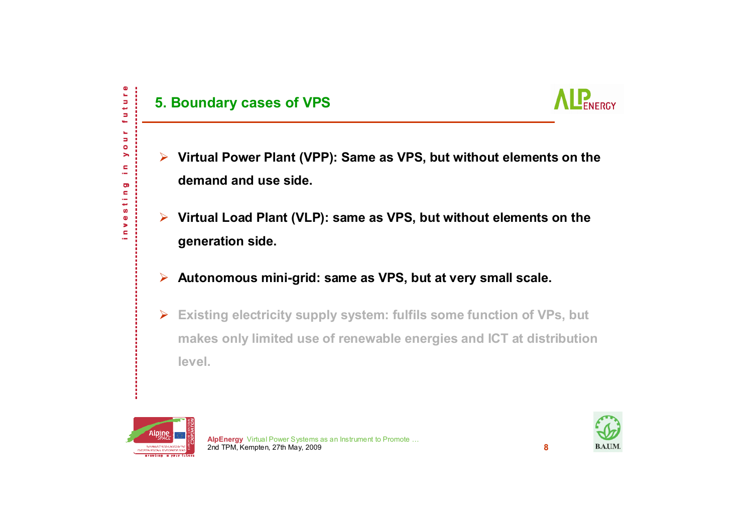# 5. Boundary cases of VPS

- **Virtual Power Plant (VPP): Same as VPS, but without elements on the demand and use side.**
- **Virtual Load Plant (VLP): same as VPS, but without elements on the generation side.**
- **Autonomous mini-grid: same as VPS, but at very small scale.**
- **Existing electricity supply system: fulfils some function of VPs, but makes only limited use of renewable energies and ICT at distribution level.**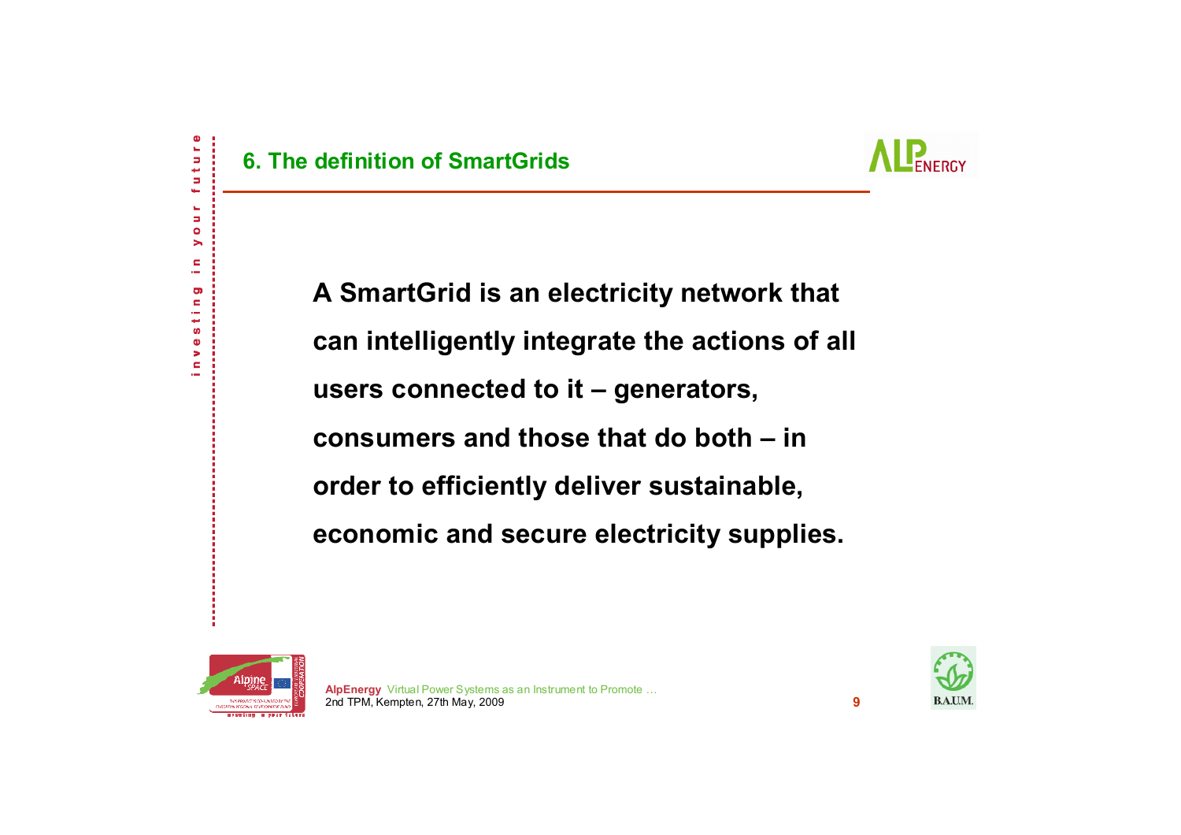## 6. The definition of SmartGrids

**A SmartGrid is an electricity network that can intelligently integrate the actions of all users connected to it – generators, consumers and those that do both – in order to efficiently deliver sustainable, economic and secure electricity supplies.**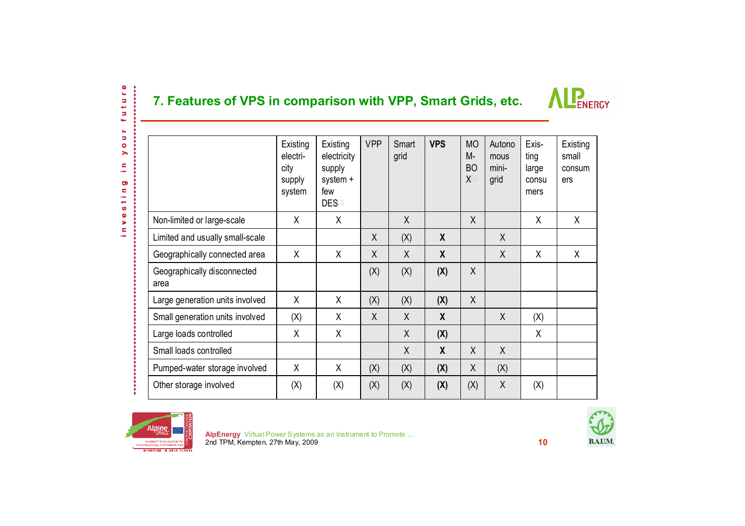# 7. Features of VPS in comparison with VPP, Smart Grids, etc.

| | Existing electricity supply system | Existing electricity supply system + few DES[1] | VPP | Smart grid | **VPS** | MOMBOX[2] | Autonomous mini-grid | Existing large consumers | Existing small consumers |
|---|---|---|---|---|---|---|---|---|---|
| Non-limited or large-scale | X | X | | X | | X | | X | X |
| Limited and usually small-scale | | | X | (X) | **X** | | X | | |
| Geographically connected area | X | X | X | X | **X** | | X | X | X |
| Geographically disconnected area | | | (X) | (X) | **(X)** | X | | | |
| Large generation units involved | X | X | (X) | (X) | **(X)** | X | | | |
| Small generation units involved | (X) | X | X | X | **X** | | X | (X) | |
| Large loads controlled | X | X | | X | **(X)** | | | X | |
| Small loads controlled | | | | X | **X** | X | X | | |
| Pumped-water storage involved | X | X | (X) | (X) | **(X)** | X | (X) | | |
| Other storage involved | (X) | (X) | (X) | (X) | **(X)** | (X) | X | (X) | |

AlpEnergy Virtual Power Systems as an Instrument to Promote …
2nd TPM, Kempten, 27th May, 2009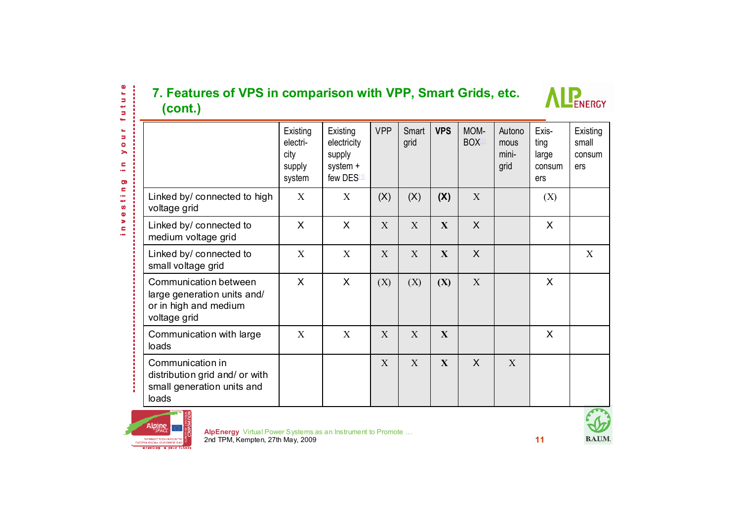## 7. Features of VPS in comparison with VPP, Smart Grids, etc. (cont.)

| | Existing electricity supply system | Existing electricity supply system + few DES[1] | VPP | Smart grid | **VPS** | MOM-BOX[1] | Autonomous mini-grid | Existing large consumers | Existing small consumers |
|---|---|---|---|---|---|---|---|---|---|
| Linked by/ connected to high voltage grid | X | X | (X) | (X) | **(X)** | X | | (X) | |
| Linked by/ connected to medium voltage grid | X | X | X | X | **X** | X | | X | |
| Linked by/ connected to small voltage grid | X | X | X | X | **X** | X | | | X |
| Communication between large generation units and/ or in high and medium voltage grid | X | X | (X) | (X) | **(X)** | X | | X | |
| Communication with large loads | X | X | X | X | **X** | | | X | |
| Communication in distribution grid and/ or with small generation units and loads | | | X | X | **X** | X | X | | |

**AlpEnergy** Virtual Power Systems as an Instrument to Promote …
2nd TPM, Kempten, 27th May, 2009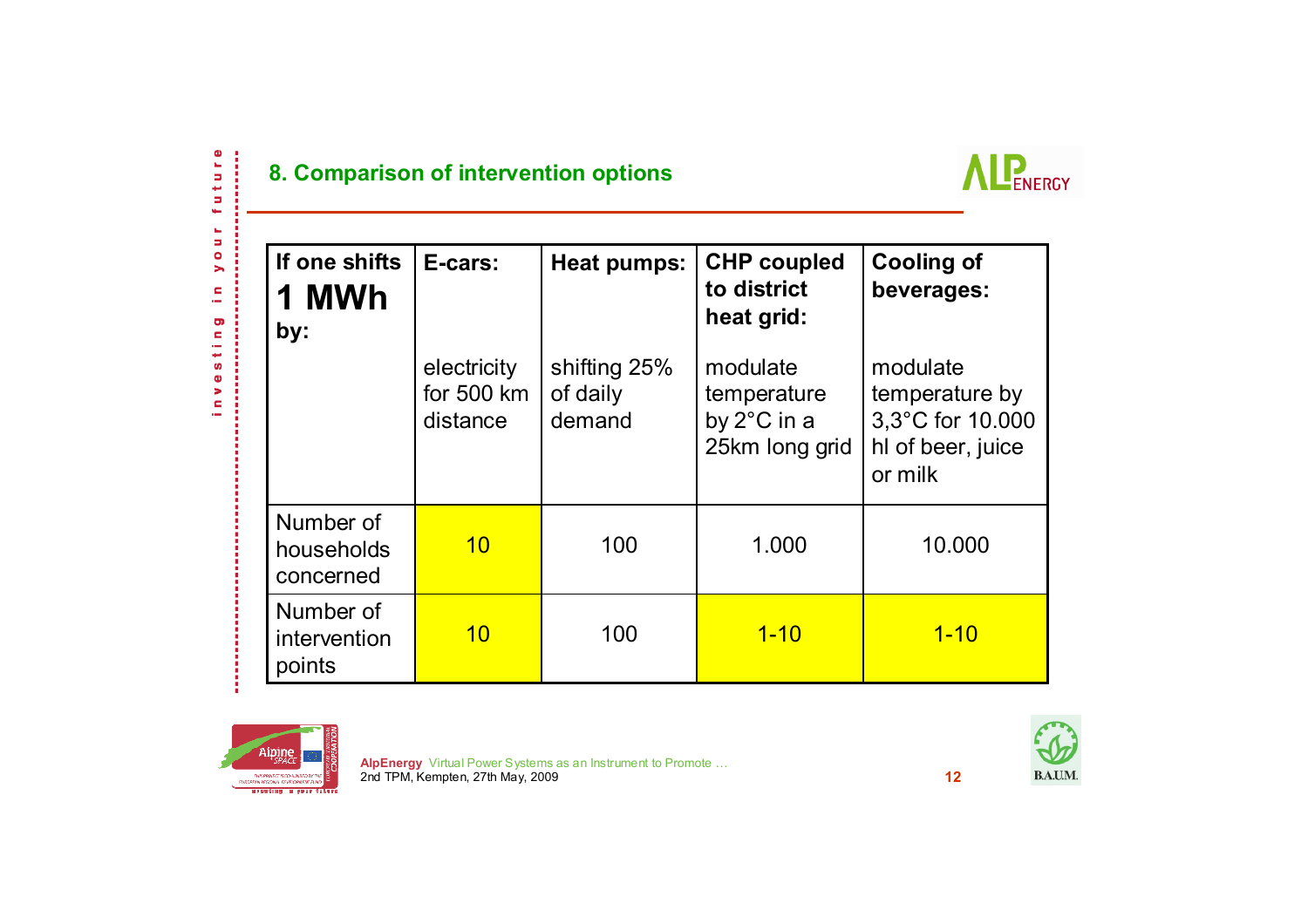## 8. Comparison of intervention options

| If one shifts **1 MWh** by: | **E-cars:** electricity for 500 km distance | **Heat pumps:** shifting 25% of daily demand | **CHP coupled to district heat grid:** modulate temperature by 2°C in a 25km long grid | **Cooling of beverages:** modulate temperature by 3,3°C for 10.000 hl of beer, juice or milk |
|---|---|---|---|---|
| Number of households concerned | 10 | 100 | 1.000 | 10.000 |
| Number of intervention points | 10 | 100 | 1-10 | 1-10 |

**AlpEnergy** Virtual Power Systems as an Instrument to Promote …
2nd TPM, Kempten, 27th May, 2009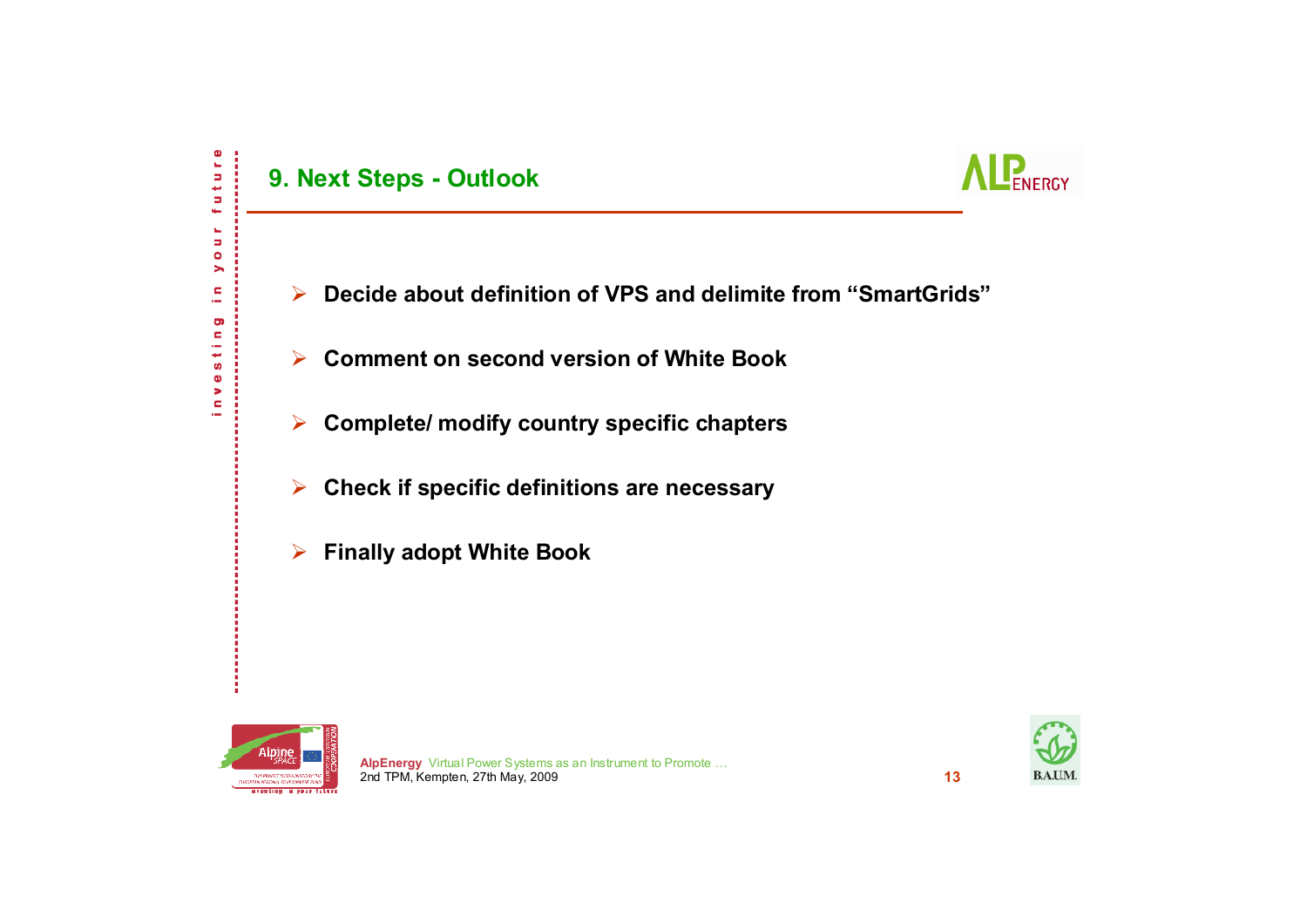## 9. Next Steps - Outlook

- Decide about definition of VPS and delimite from "SmartGrids"
- Comment on second version of White Book
- Complete/ modify country specific chapters
- Check if specific definitions are necessary
- Finally adopt White Book